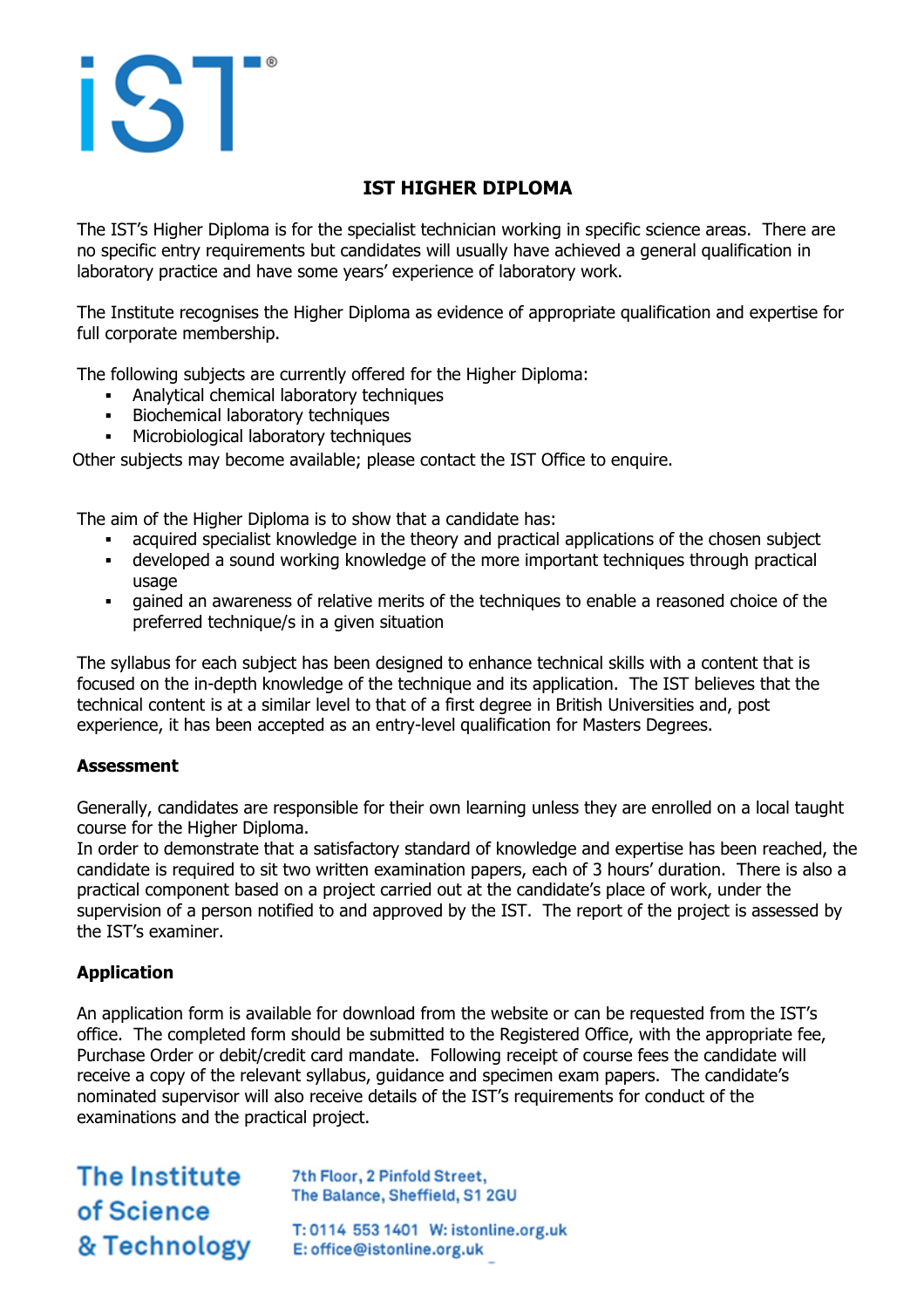# IST HIGHER DIPLOMA

The IST's Higher Diploma is for the specialist technician working in specific science areas. There are no specific entry requirements but candidates will usually have achieved a general qualification in laboratory practice and have some years' experience of laboratory work.

The Institute recognises the Higher Diploma as evidence of appropriate qualification and expertise for full corporate membership.

The following subjects are currently offered for the Higher Diploma:

- Analytical chemical laboratory techniques
- Biochemical laboratory techniques
- Microbiological laboratory techniques

Other subjects may become available; please contact the IST Office to enquire.

The aim of the Higher Diploma is to show that a candidate has:

- acquired specialist knowledge in the theory and practical applications of the chosen subject
- developed a sound working knowledge of the more important techniques through practical usage
- gained an awareness of relative merits of the techniques to enable a reasoned choice of the preferred technique/s in a given situation

The syllabus for each subject has been designed to enhance technical skills with a content that is focused on the in-depth knowledge of the technique and its application. The IST believes that the technical content is at a similar level to that of a first degree in British Universities and, post experience, it has been accepted as an entry-level qualification for Masters Degrees.

## Assessment

Generally, candidates are responsible for their own learning unless they are enrolled on a local taught course for the Higher Diploma.

In order to demonstrate that a satisfactory standard of knowledge and expertise has been reached, the candidate is required to sit two written examination papers, each of 3 hours' duration. There is also a practical component based on a project carried out at the candidate's place of work, under the supervision of a person notified to and approved by the IST. The report of the project is assessed by the IST's examiner.

## Application

An application form is available for download from the website or can be requested from the IST's office. The completed form should be submitted to the Registered Office, with the appropriate fee, Purchase Order or debit/credit card mandate. Following receipt of course fees the candidate will receive a copy of the relevant syllabus, guidance and specimen exam papers. The candidate's nominated supervisor will also receive details of the IST's requirements for conduct of the examinations and the practical project.

The Institute of Science & Technology

7th Floor, 2 Pinfold Street, The Balance, Sheffield, S1 2GU

T: 0114 553 1401 W: istonline.org.uk
E: office@istonline.org.uk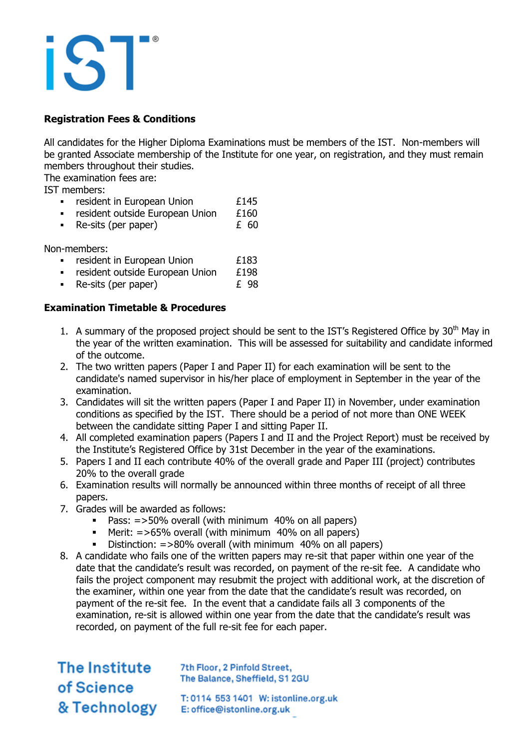## Registration Fees & Conditions

All candidates for the Higher Diploma Examinations must be members of the IST. Non-members will be granted Associate membership of the Institute for one year, on registration, and they must remain members throughout their studies.

The examination fees are:

IST members:

- resident in European Union £145
- resident outside European Union £160
- Re-sits (per paper) £ 60

Non-members:

- resident in European Union £183
- resident outside European Union £198
- Re-sits (per paper) £ 98

## Examination Timetable & Procedures

1. A summary of the proposed project should be sent to the IST's Registered Office by 30th May in the year of the written examination. This will be assessed for suitability and candidate informed of the outcome.
2. The two written papers (Paper I and Paper II) for each examination will be sent to the candidate's named supervisor in his/her place of employment in September in the year of the examination.
3. Candidates will sit the written papers (Paper I and Paper II) in November, under examination conditions as specified by the IST. There should be a period of not more than ONE WEEK between the candidate sitting Paper I and sitting Paper II.
4. All completed examination papers (Papers I and II and the Project Report) must be received by the Institute's Registered Office by 31st December in the year of the examinations.
5. Papers I and II each contribute 40% of the overall grade and Paper III (project) contributes 20% to the overall grade
6. Examination results will normally be announced within three months of receipt of all three papers.
7. Grades will be awarded as follows:
   - Pass: =>50% overall (with minimum 40% on all papers)
   - Merit: =>65% overall (with minimum 40% on all papers)
   - Distinction: =>80% overall (with minimum 40% on all papers)
8. A candidate who fails one of the written papers may re-sit that paper within one year of the date that the candidate's result was recorded, on payment of the re-sit fee. A candidate who fails the project component may resubmit the project with additional work, at the discretion of the examiner, within one year from the date that the candidate's result was recorded, on payment of the re-sit fee. In the event that a candidate fails all 3 components of the examination, re-sit is allowed within one year from the date that the candidate's result was recorded, on payment of the full re-sit fee for each paper.

The Institute of Science & Technology

7th Floor, 2 Pinfold Street, The Balance, Sheffield, S1 2GU

T: 0114 553 1401 W: istonline.org.uk
E: office@istonline.org.uk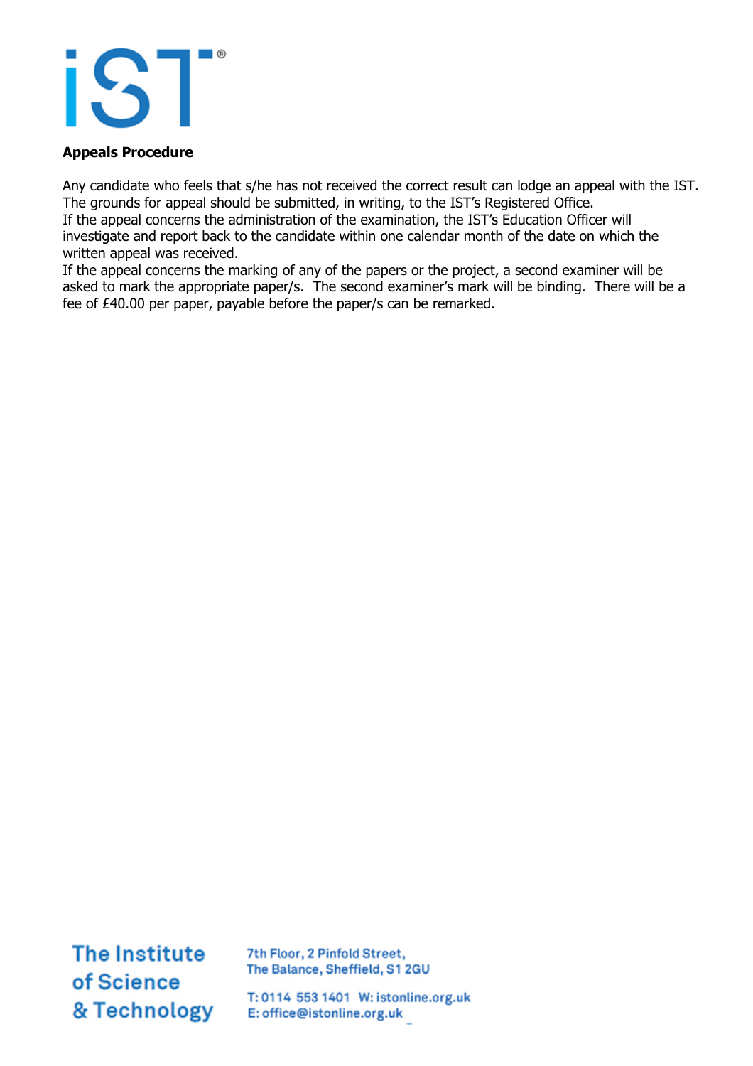**Appeals Procedure**

Any candidate who feels that s/he has not received the correct result can lodge an appeal with the IST. The grounds for appeal should be submitted, in writing, to the IST's Registered Office.
If the appeal concerns the administration of the examination, the IST's Education Officer will investigate and report back to the candidate within one calendar month of the date on which the written appeal was received.
If the appeal concerns the marking of any of the papers or the project, a second examiner will be asked to mark the appropriate paper/s. The second examiner's mark will be binding. There will be a fee of £40.00 per paper, payable before the paper/s can be remarked.